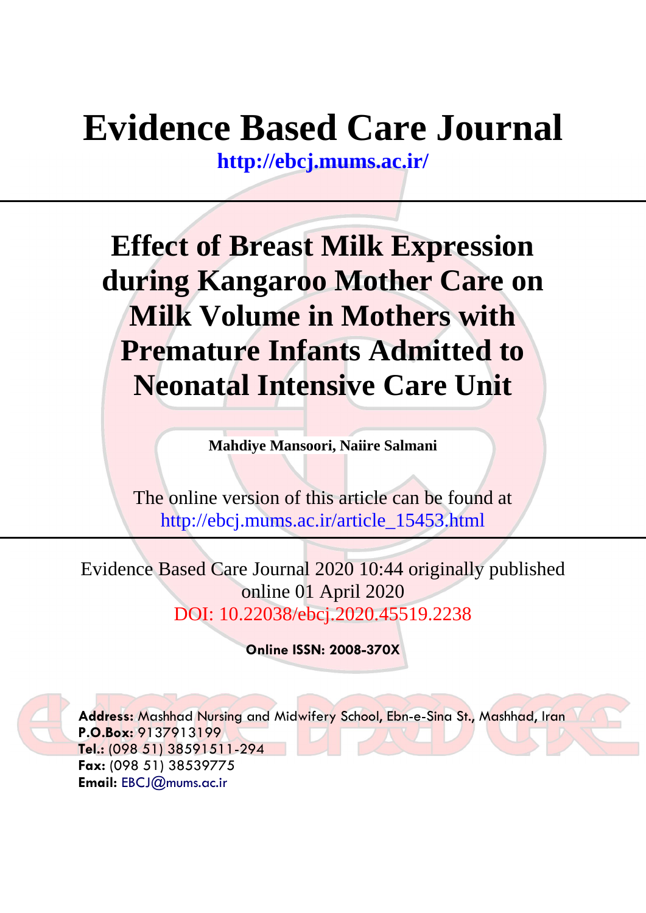# Evidence Based Care Journal

**http://ebcj.mums.ac.ir/**

---

# Effect of Breast Milk Expression during Kangaroo Mother Care on Milk Volume in Mothers with Premature Infants Admitted to Neonatal Intensive Care Unit

**Mahdiye Mansoori, Naiire Salmani**

The online version of this article can be found at
http://ebcj.mums.ac.ir/article_15453.html

---

Evidence Based Care Journal 2020 10:44 originally published online 01 April 2020
DOI: 10.22038/ebcj.2020.45519.2238

**Online ISSN: 2008-370X**

**Address:** Mashhad Nursing and Midwifery School, Ebn-e-Sina St., Mashhad, Iran
**P.O.Box:** 9137913199
**Tel.:** (098 51) 38591511-294
**Fax:** (098 51) 38539775
**Email:** EBCJ@mums.ac.ir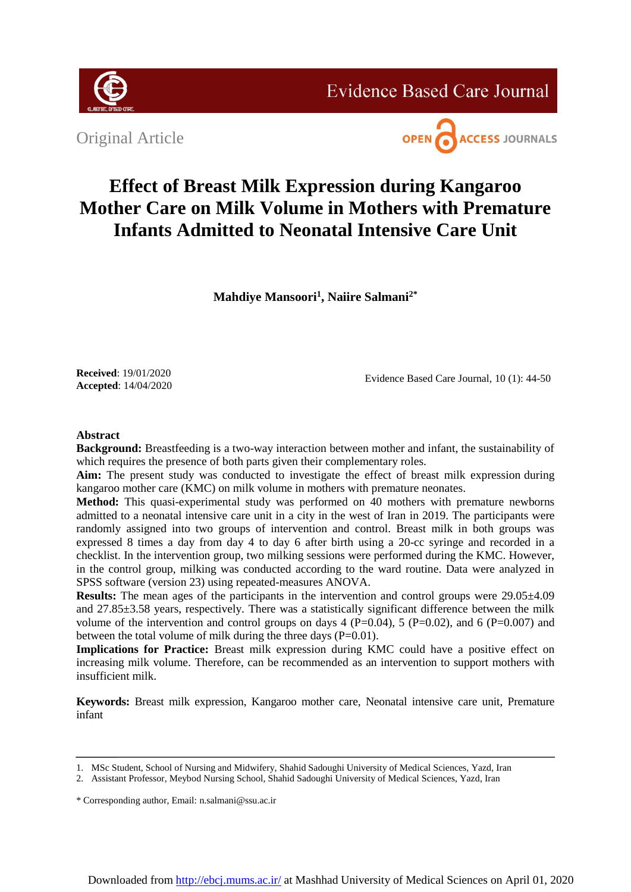Original Article

# Effect of Breast Milk Expression during Kangaroo Mother Care on Milk Volume in Mothers with Premature Infants Admitted to Neonatal Intensive Care Unit

**Mahdiye Mansoori[1], Naiire Salmani[2*]**

**Received**: 19/01/2020
**Accepted**: 14/04/2020

## Abstract

**Background:** Breastfeeding is a two-way interaction between mother and infant, the sustainability of which requires the presence of both parts given their complementary roles.

**Aim:** The present study was conducted to investigate the effect of breast milk expression during kangaroo mother care (KMC) on milk volume in mothers with premature neonates.

**Method:** This quasi-experimental study was performed on 40 mothers with premature newborns admitted to a neonatal intensive care unit in a city in the west of Iran in 2019. The participants were randomly assigned into two groups of intervention and control. Breast milk in both groups was expressed 8 times a day from day 4 to day 6 after birth using a 20-cc syringe and recorded in a checklist. In the intervention group, two milking sessions were performed during the KMC. However, in the control group, milking was conducted according to the ward routine. Data were analyzed in SPSS software (version 23) using repeated-measures ANOVA.

**Results:** The mean ages of the participants in the intervention and control groups were 29.05±4.09 and 27.85±3.58 years, respectively. There was a statistically significant difference between the milk volume of the intervention and control groups on days 4 ($P=0.04$), 5 ($P=0.02$), and 6 ($P=0.007$) and between the total volume of milk during the three days ($P=0.01$).

**Implications for Practice:** Breast milk expression during KMC could have a positive effect on increasing milk volume. Therefore, can be recommended as an intervention to support mothers with insufficient milk.

**Keywords:** Breast milk expression, Kangaroo mother care, Neonatal intensive care unit, Premature infant

---

1. MSc Student, School of Nursing and Midwifery, Shahid Sadoughi University of Medical Sciences, Yazd, Iran
2. Assistant Professor, Meybod Nursing School, Shahid Sadoughi University of Medical Sciences, Yazd, Iran

\* Corresponding author, Email: n.salmani@ssu.ac.ir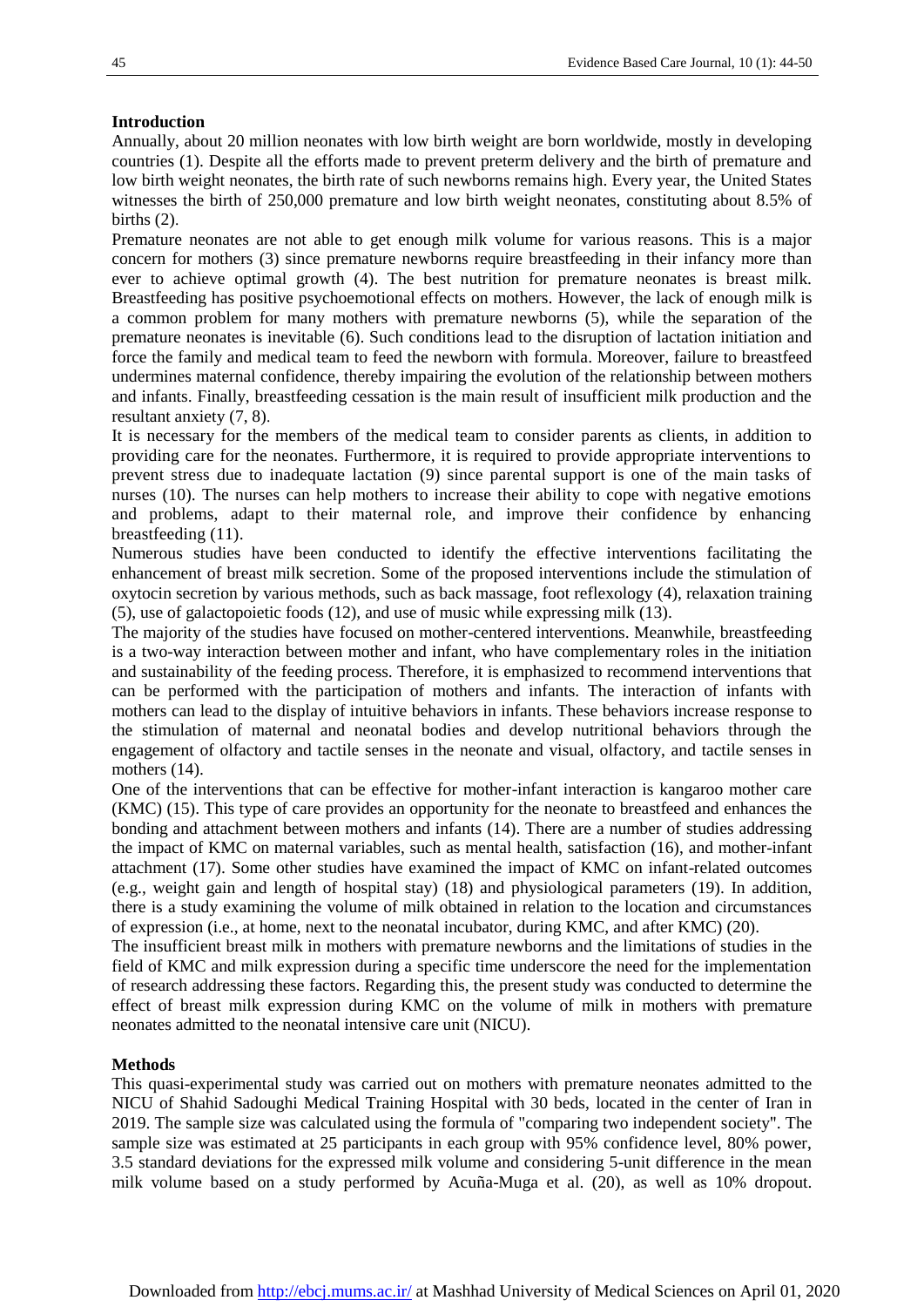## Introduction

Annually, about 20 million neonates with low birth weight are born worldwide, mostly in developing countries (1). Despite all the efforts made to prevent preterm delivery and the birth of premature and low birth weight neonates, the birth rate of such newborns remains high. Every year, the United States witnesses the birth of 250,000 premature and low birth weight neonates, constituting about 8.5% of births (2).

Premature neonates are not able to get enough milk volume for various reasons. This is a major concern for mothers (3) since premature newborns require breastfeeding in their infancy more than ever to achieve optimal growth (4). The best nutrition for premature neonates is breast milk. Breastfeeding has positive psychoemotional effects on mothers. However, the lack of enough milk is a common problem for many mothers with premature newborns (5), while the separation of the premature neonates is inevitable (6). Such conditions lead to the disruption of lactation initiation and force the family and medical team to feed the newborn with formula. Moreover, failure to breastfeed undermines maternal confidence, thereby impairing the evolution of the relationship between mothers and infants. Finally, breastfeeding cessation is the main result of insufficient milk production and the resultant anxiety (7, 8).

It is necessary for the members of the medical team to consider parents as clients, in addition to providing care for the neonates. Furthermore, it is required to provide appropriate interventions to prevent stress due to inadequate lactation (9) since parental support is one of the main tasks of nurses (10). The nurses can help mothers to increase their ability to cope with negative emotions and problems, adapt to their maternal role, and improve their confidence by enhancing breastfeeding (11).

Numerous studies have been conducted to identify the effective interventions facilitating the enhancement of breast milk secretion. Some of the proposed interventions include the stimulation of oxytocin secretion by various methods, such as back massage, foot reflexology (4), relaxation training (5), use of galactopoietic foods (12), and use of music while expressing milk (13).

The majority of the studies have focused on mother-centered interventions. Meanwhile, breastfeeding is a two-way interaction between mother and infant, who have complementary roles in the initiation and sustainability of the feeding process. Therefore, it is emphasized to recommend interventions that can be performed with the participation of mothers and infants. The interaction of infants with mothers can lead to the display of intuitive behaviors in infants. These behaviors increase response to the stimulation of maternal and neonatal bodies and develop nutritional behaviors through the engagement of olfactory and tactile senses in the neonate and visual, olfactory, and tactile senses in mothers (14).

One of the interventions that can be effective for mother-infant interaction is kangaroo mother care (KMC) (15). This type of care provides an opportunity for the neonate to breastfeed and enhances the bonding and attachment between mothers and infants (14). There are a number of studies addressing the impact of KMC on maternal variables, such as mental health, satisfaction (16), and mother-infant attachment (17). Some other studies have examined the impact of KMC on infant-related outcomes (e.g., weight gain and length of hospital stay) (18) and physiological parameters (19). In addition, there is a study examining the volume of milk obtained in relation to the location and circumstances of expression (i.e., at home, next to the neonatal incubator, during KMC, and after KMC) (20).

The insufficient breast milk in mothers with premature newborns and the limitations of studies in the field of KMC and milk expression during a specific time underscore the need for the implementation of research addressing these factors. Regarding this, the present study was conducted to determine the effect of breast milk expression during KMC on the volume of milk in mothers with premature neonates admitted to the neonatal intensive care unit (NICU).

## Methods

This quasi-experimental study was carried out on mothers with premature neonates admitted to the NICU of Shahid Sadoughi Medical Training Hospital with 30 beds, located in the center of Iran in 2019. The sample size was calculated using the formula of "comparing two independent society". The sample size was estimated at 25 participants in each group with 95% confidence level, 80% power, 3.5 standard deviations for the expressed milk volume and considering 5-unit difference in the mean milk volume based on a study performed by Acuña-Muga et al. (20), as well as 10% dropout.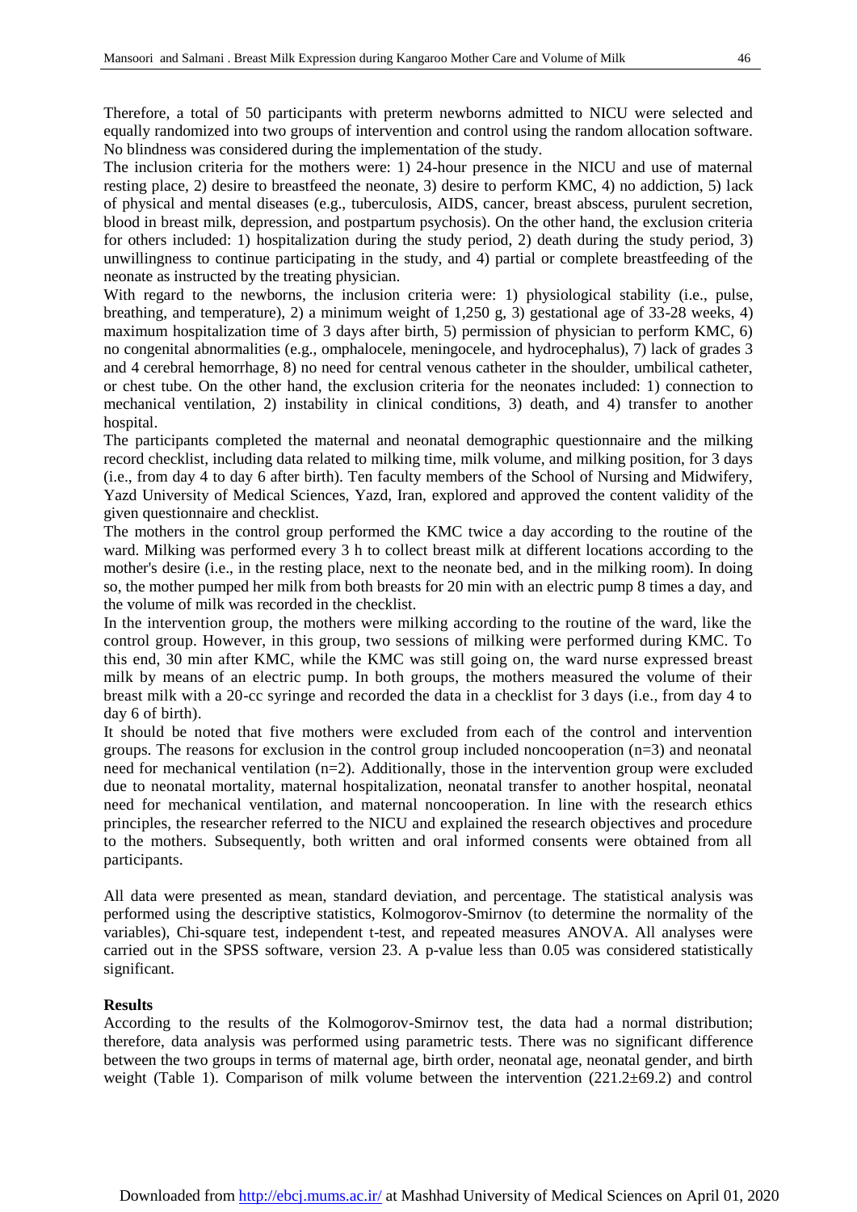Therefore, a total of 50 participants with preterm newborns admitted to NICU were selected and equally randomized into two groups of intervention and control using the random allocation software. No blindness was considered during the implementation of the study.

The inclusion criteria for the mothers were: 1) 24-hour presence in the NICU and use of maternal resting place, 2) desire to breastfeed the neonate, 3) desire to perform KMC, 4) no addiction, 5) lack of physical and mental diseases (e.g., tuberculosis, AIDS, cancer, breast abscess, purulent secretion, blood in breast milk, depression, and postpartum psychosis). On the other hand, the exclusion criteria for others included: 1) hospitalization during the study period, 2) death during the study period, 3) unwillingness to continue participating in the study, and 4) partial or complete breastfeeding of the neonate as instructed by the treating physician.

With regard to the newborns, the inclusion criteria were: 1) physiological stability (i.e., pulse, breathing, and temperature), 2) a minimum weight of 1,250 g, 3) gestational age of 33-28 weeks, 4) maximum hospitalization time of 3 days after birth, 5) permission of physician to perform KMC, 6) no congenital abnormalities (e.g., omphalocele, meningocele, and hydrocephalus), 7) lack of grades 3 and 4 cerebral hemorrhage, 8) no need for central venous catheter in the shoulder, umbilical catheter, or chest tube. On the other hand, the exclusion criteria for the neonates included: 1) connection to mechanical ventilation, 2) instability in clinical conditions, 3) death, and 4) transfer to another hospital.

The participants completed the maternal and neonatal demographic questionnaire and the milking record checklist, including data related to milking time, milk volume, and milking position, for 3 days (i.e., from day 4 to day 6 after birth). Ten faculty members of the School of Nursing and Midwifery, Yazd University of Medical Sciences, Yazd, Iran, explored and approved the content validity of the given questionnaire and checklist.

The mothers in the control group performed the KMC twice a day according to the routine of the ward. Milking was performed every 3 h to collect breast milk at different locations according to the mother's desire (i.e., in the resting place, next to the neonate bed, and in the milking room). In doing so, the mother pumped her milk from both breasts for 20 min with an electric pump 8 times a day, and the volume of milk was recorded in the checklist.

In the intervention group, the mothers were milking according to the routine of the ward, like the control group. However, in this group, two sessions of milking were performed during KMC. To this end, 30 min after KMC, while the KMC was still going on, the ward nurse expressed breast milk by means of an electric pump. In both groups, the mothers measured the volume of their breast milk with a 20-cc syringe and recorded the data in a checklist for 3 days (i.e., from day 4 to day 6 of birth).

It should be noted that five mothers were excluded from each of the control and intervention groups. The reasons for exclusion in the control group included noncooperation (n=3) and neonatal need for mechanical ventilation (n=2). Additionally, those in the intervention group were excluded due to neonatal mortality, maternal hospitalization, neonatal transfer to another hospital, neonatal need for mechanical ventilation, and maternal noncooperation. In line with the research ethics principles, the researcher referred to the NICU and explained the research objectives and procedure to the mothers. Subsequently, both written and oral informed consents were obtained from all participants.

All data were presented as mean, standard deviation, and percentage. The statistical analysis was performed using the descriptive statistics, Kolmogorov-Smirnov (to determine the normality of the variables), Chi-square test, independent t-test, and repeated measures ANOVA. All analyses were carried out in the SPSS software, version 23. A p-value less than 0.05 was considered statistically significant.

## Results

According to the results of the Kolmogorov-Smirnov test, the data had a normal distribution; therefore, data analysis was performed using parametric tests. There was no significant difference between the two groups in terms of maternal age, birth order, neonatal age, neonatal gender, and birth weight (Table 1). Comparison of milk volume between the intervention (221.2±69.2) and control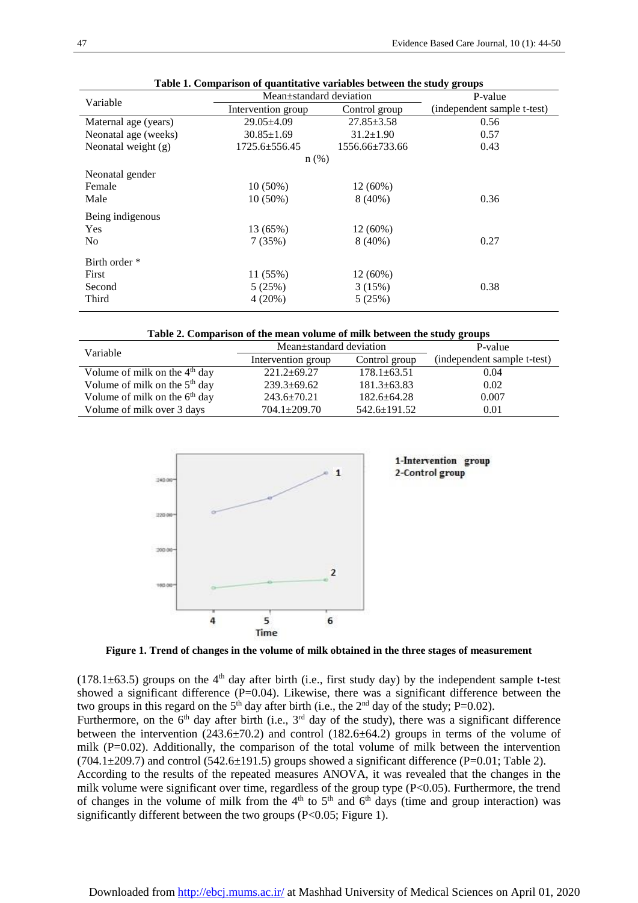**Table 1. Comparison of quantitative variables between the study groups**

| Variable | Mean±standard deviation | | P-value |
|---|---|---|---|
| | Intervention group | Control group | (independent sample t-test) |
| Maternal age (years) | 29.05±4.09 | 27.85±3.58 | 0.56 |
| Neonatal age (weeks) | 30.85±1.69 | 31.2±1.90 | 0.57 |
| Neonatal weight (g) | 1725.6±556.45 | 1556.66±733.66 | 0.43 |
| | n (%) | | |
| Neonatal gender | | | |
| Female | 10 (50%) | 12 (60%) | |
| Male | 10 (50%) | 8 (40%) | 0.36 |
| Being indigenous | | | |
| Yes | 13 (65%) | 12 (60%) | |
| No | 7 (35%) | 8 (40%) | 0.27 |
| Birth order * | | | |
| First | 11 (55%) | 12 (60%) | |
| Second | 5 (25%) | 3 (15%) | 0.38 |
| Third | 4 (20%) | 5 (25%) | |

**Table 2. Comparison of the mean volume of milk between the study groups**

| Variable | Mean±standard deviation | | P-value |
|---|---|---|---|
| | Intervention group | Control group | (independent sample t-test) |
| Volume of milk on the 4th day | 221.2±69.27 | 178.1±63.51 | 0.04 |
| Volume of milk on the 5th day | 239.3±69.62 | 181.3±63.83 | 0.02 |
| Volume of milk on the 6th day | 243.6±70.21 | 182.6±64.28 | 0.007 |
| Volume of milk over 3 days | 704.1±209.70 | 542.6±191.52 | 0.01 |

**Figure 1. Trend of changes in the volume of milk obtained in the three stages of measurement**

(178.1±63.5) groups on the 4th day after birth (i.e., first study day) by the independent sample t-test showed a significant difference (P=0.04). Likewise, there was a significant difference between the two groups in this regard on the 5th day after birth (i.e., the 2nd day of the study; P=0.02).

Furthermore, on the 6th day after birth (i.e., 3rd day of the study), there was a significant difference between the intervention (243.6±70.2) and control (182.6±64.2) groups in terms of the volume of milk (P=0.02). Additionally, the comparison of the total volume of milk between the intervention (704.1±209.7) and control (542.6±191.5) groups showed a significant difference (P=0.01; Table 2).

According to the results of the repeated measures ANOVA, it was revealed that the changes in the milk volume were significant over time, regardless of the group type ($P<0.05$). Furthermore, the trend of changes in the volume of milk from the 4th to 5th and 6th days (time and group interaction) was significantly different between the two groups ($P<0.05$; Figure 1).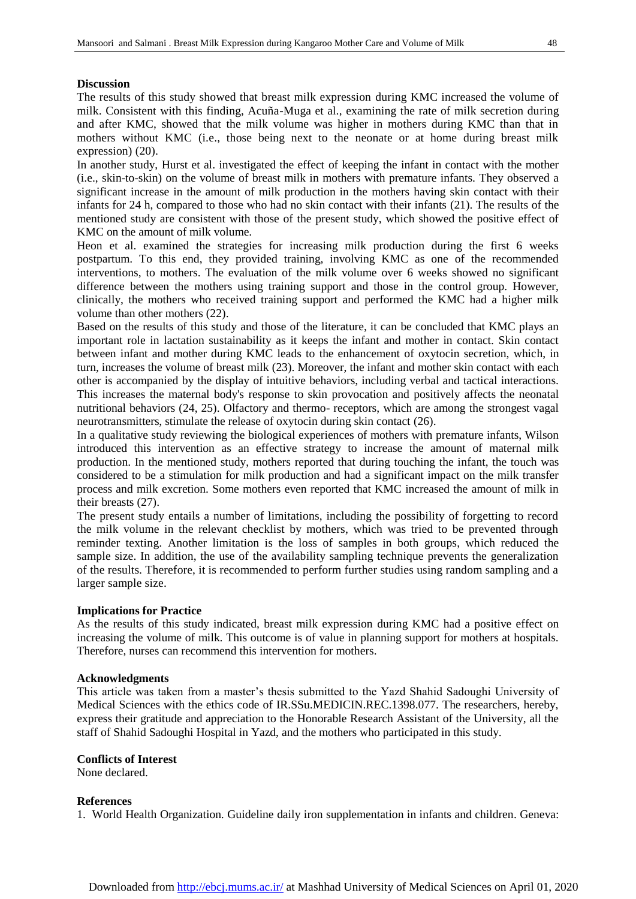## Discussion

The results of this study showed that breast milk expression during KMC increased the volume of milk. Consistent with this finding, Acuña-Muga et al., examining the rate of milk secretion during and after KMC, showed that the milk volume was higher in mothers during KMC than that in mothers without KMC (i.e., those being next to the neonate or at home during breast milk expression) (20).

In another study, Hurst et al. investigated the effect of keeping the infant in contact with the mother (i.e., skin-to-skin) on the volume of breast milk in mothers with premature infants. They observed a significant increase in the amount of milk production in the mothers having skin contact with their infants for 24 h, compared to those who had no skin contact with their infants (21). The results of the mentioned study are consistent with those of the present study, which showed the positive effect of KMC on the amount of milk volume.

Heon et al. examined the strategies for increasing milk production during the first 6 weeks postpartum. To this end, they provided training, involving KMC as one of the recommended interventions, to mothers. The evaluation of the milk volume over 6 weeks showed no significant difference between the mothers using training support and those in the control group. However, clinically, the mothers who received training support and performed the KMC had a higher milk volume than other mothers (22).

Based on the results of this study and those of the literature, it can be concluded that KMC plays an important role in lactation sustainability as it keeps the infant and mother in contact. Skin contact between infant and mother during KMC leads to the enhancement of oxytocin secretion, which, in turn, increases the volume of breast milk (23). Moreover, the infant and mother skin contact with each other is accompanied by the display of intuitive behaviors, including verbal and tactical interactions. This increases the maternal body's response to skin provocation and positively affects the neonatal nutritional behaviors (24, 25). Olfactory and thermo- receptors, which are among the strongest vagal neurotransmitters, stimulate the release of oxytocin during skin contact (26).

In a qualitative study reviewing the biological experiences of mothers with premature infants, Wilson introduced this intervention as an effective strategy to increase the amount of maternal milk production. In the mentioned study, mothers reported that during touching the infant, the touch was considered to be a stimulation for milk production and had a significant impact on the milk transfer process and milk excretion. Some mothers even reported that KMC increased the amount of milk in their breasts (27).

The present study entails a number of limitations, including the possibility of forgetting to record the milk volume in the relevant checklist by mothers, which was tried to be prevented through reminder texting. Another limitation is the loss of samples in both groups, which reduced the sample size. In addition, the use of the availability sampling technique prevents the generalization of the results. Therefore, it is recommended to perform further studies using random sampling and a larger sample size.

## Implications for Practice

As the results of this study indicated, breast milk expression during KMC had a positive effect on increasing the volume of milk. This outcome is of value in planning support for mothers at hospitals. Therefore, nurses can recommend this intervention for mothers.

## Acknowledgments

This article was taken from a master's thesis submitted to the Yazd Shahid Sadoughi University of Medical Sciences with the ethics code of IR.SSu.MEDICIN.REC.1398.077. The researchers, hereby, express their gratitude and appreciation to the Honorable Research Assistant of the University, all the staff of Shahid Sadoughi Hospital in Yazd, and the mothers who participated in this study.

## Conflicts of Interest

None declared.

## References

1. World Health Organization. Guideline daily iron supplementation in infants and children. Geneva: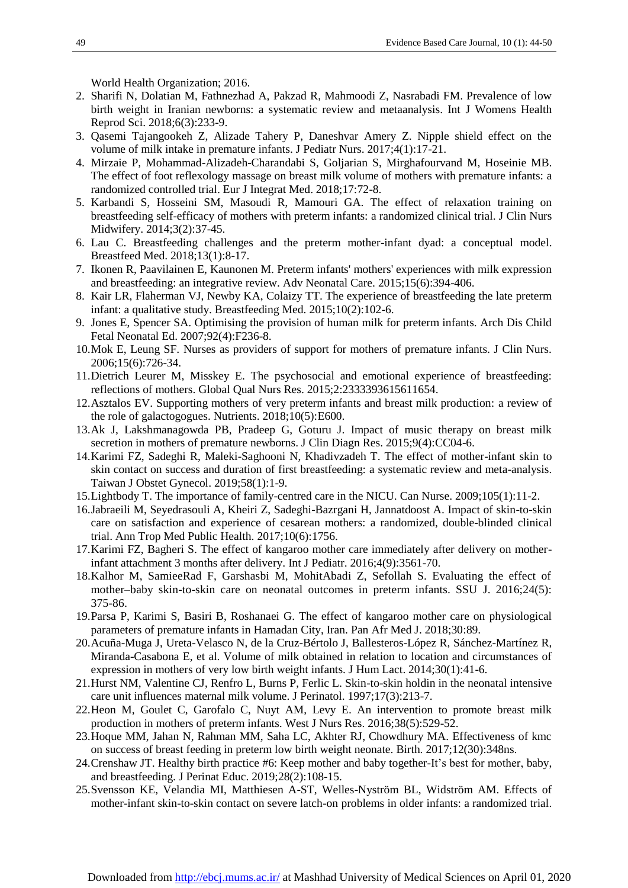World Health Organization; 2016.

2. Sharifi N, Dolatian M, Fathnezhad A, Pakzad R, Mahmoodi Z, Nasrabadi FM. Prevalence of low birth weight in Iranian newborns: a systematic review and metaanalysis. Int J Womens Health Reprod Sci. 2018;6(3):233-9.
3. Qasemi Tajangookeh Z, Alizade Tahery P, Daneshvar Amery Z. Nipple shield effect on the volume of milk intake in premature infants. J Pediatr Nurs. 2017;4(1):17-21.
4. Mirzaie P, Mohammad-Alizadeh-Charandabi S, Goljarian S, Mirghafourvand M, Hoseinie MB. The effect of foot reflexology massage on breast milk volume of mothers with premature infants: a randomized controlled trial. Eur J Integrat Med. 2018;17:72-8.
5. Karbandi S, Hosseini SM, Masoudi R, Mamouri GA. The effect of relaxation training on breastfeeding self-efficacy of mothers with preterm infants: a randomized clinical trial. J Clin Nurs Midwifery. 2014;3(2):37-45.
6. Lau C. Breastfeeding challenges and the preterm mother-infant dyad: a conceptual model. Breastfeed Med. 2018;13(1):8-17.
7. Ikonen R, Paavilainen E, Kaunonen M. Preterm infants' mothers' experiences with milk expression and breastfeeding: an integrative review. Adv Neonatal Care. 2015;15(6):394-406.
8. Kair LR, Flaherman VJ, Newby KA, Colaizy TT. The experience of breastfeeding the late preterm infant: a qualitative study. Breastfeeding Med. 2015;10(2):102-6.
9. Jones E, Spencer SA. Optimising the provision of human milk for preterm infants. Arch Dis Child Fetal Neonatal Ed. 2007;92(4):F236-8.
10. Mok E, Leung SF. Nurses as providers of support for mothers of premature infants. J Clin Nurs. 2006;15(6):726-34.
11. Dietrich Leurer M, Misskey E. The psychosocial and emotional experience of breastfeeding: reflections of mothers. Global Qual Nurs Res. 2015;2:2333393615611654.
12. Asztalos EV. Supporting mothers of very preterm infants and breast milk production: a review of the role of galactogogues. Nutrients. 2018;10(5):E600.
13. Ak J, Lakshmanagowda PB, Pradeep G, Goturu J. Impact of music therapy on breast milk secretion in mothers of premature newborns. J Clin Diagn Res. 2015;9(4):CC04-6.
14. Karimi FZ, Sadeghi R, Maleki-Saghooni N, Khadivzadeh T. The effect of mother-infant skin to skin contact on success and duration of first breastfeeding: a systematic review and meta-analysis. Taiwan J Obstet Gynecol. 2019;58(1):1-9.
15. Lightbody T. The importance of family-centred care in the NICU. Can Nurse. 2009;105(1):11-2.
16. Jabraeili M, Seyedrasouli A, Kheiri Z, Sadeghi-Bazrgani H, Jannatdoost A. Impact of skin-to-skin care on satisfaction and experience of cesarean mothers: a randomized, double-blinded clinical trial. Ann Trop Med Public Health. 2017;10(6):1756.
17. Karimi FZ, Bagheri S. The effect of kangaroo mother care immediately after delivery on mother-infant attachment 3 months after delivery. Int J Pediatr. 2016;4(9):3561-70.
18. Kalhor M, SamieeRad F, Garshasbi M, MohitAbadi Z, Sefollah S. Evaluating the effect of mother–baby skin-to-skin care on neonatal outcomes in preterm infants. SSU J. 2016;24(5): 375-86.
19. Parsa P, Karimi S, Basiri B, Roshanaei G. The effect of kangaroo mother care on physiological parameters of premature infants in Hamadan City, Iran. Pan Afr Med J. 2018;30:89.
20. Acuña-Muga J, Ureta-Velasco N, de la Cruz-Bértolo J, Ballesteros-López R, Sánchez-Martínez R, Miranda-Casabona E, et al. Volume of milk obtained in relation to location and circumstances of expression in mothers of very low birth weight infants. J Hum Lact. 2014;30(1):41-6.
21. Hurst NM, Valentine CJ, Renfro L, Burns P, Ferlic L. Skin-to-skin holdin in the neonatal intensive care unit influences maternal milk volume. J Perinatol. 1997;17(3):213-7.
22. Heon M, Goulet C, Garofalo C, Nuyt AM, Levy E. An intervention to promote breast milk production in mothers of preterm infants. West J Nurs Res. 2016;38(5):529-52.
23. Hoque MM, Jahan N, Rahman MM, Saha LC, Akhter RJ, Chowdhury MA. Effectiveness of kmc on success of breast feeding in preterm low birth weight neonate. Birth. 2017;12(30):348ns.
24. Crenshaw JT. Healthy birth practice #6: Keep mother and baby together-It's best for mother, baby, and breastfeeding. J Perinat Educ. 2019;28(2):108-15.
25. Svensson KE, Velandia MI, Matthiesen A-ST, Welles-Nyström BL, Widström AM. Effects of mother-infant skin-to-skin contact on severe latch-on problems in older infants: a randomized trial.

Downloaded from http://ebcj.mums.ac.ir/ at Mashhad University of Medical Sciences on April 01, 2020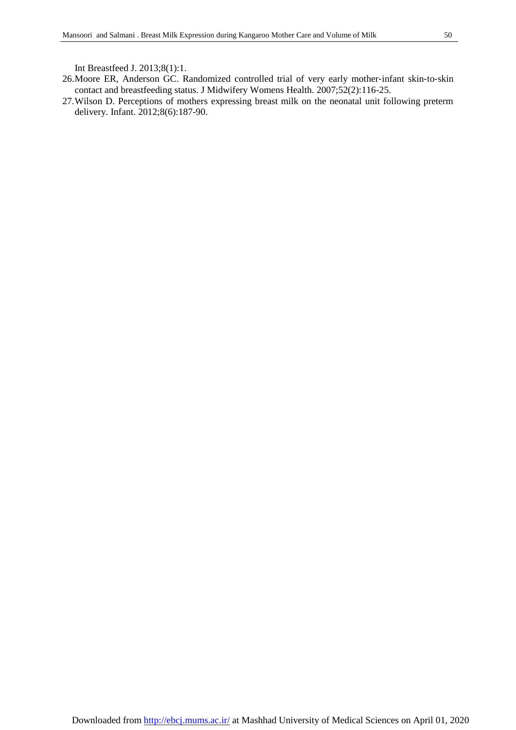Int Breastfeed J. 2013;8(1):1.

26. Moore ER, Anderson GC. Randomized controlled trial of very early mother-infant skin-to-skin contact and breastfeeding status. J Midwifery Womens Health. 2007;52(2):116-25.
27. Wilson D. Perceptions of mothers expressing breast milk on the neonatal unit following preterm delivery. Infant. 2012;8(6):187-90.